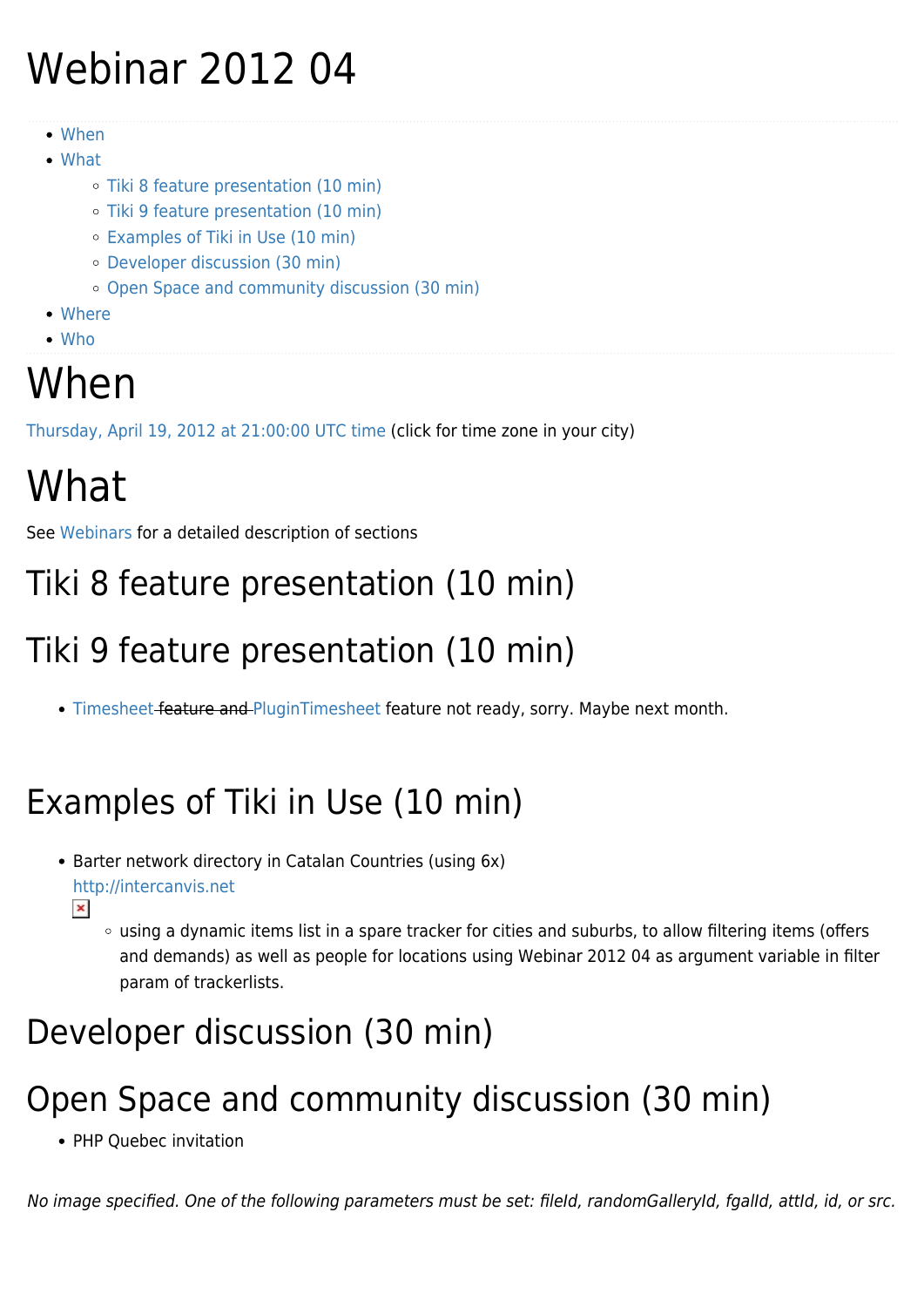# Webinar 2012 04

- When
- What
  - Tiki 8 feature presentation (10 min)
  - Tiki 9 feature presentation (10 min)
  - Examples of Tiki in Use (10 min)
  - Developer discussion (30 min)
  - Open Space and community discussion (30 min)
- Where
- Who

# When

Thursday, April 19, 2012 at 21:00:00 UTC time (click for time zone in your city)

# What

See Webinars for a detailed description of sections

## Tiki 8 feature presentation (10 min)

## Tiki 9 feature presentation (10 min)

- Timesheet ~~feature and~~ PluginTimesheet feature not ready, sorry. Maybe next month.

## Examples of Tiki in Use (10 min)

- Barter network directory in Catalan Countries (using 6x)
  http://intercanvis.net
  - using a dynamic items list in a spare tracker for cities and suburbs, to allow filtering items (offers and demands) as well as people for locations using Webinar 2012 04 as argument variable in filter param of trackerlists.

## Developer discussion (30 min)

## Open Space and community discussion (30 min)

- PHP Quebec invitation

*No image specified. One of the following parameters must be set: fileId, randomGalleryId, fgalId, attId, id, or src.*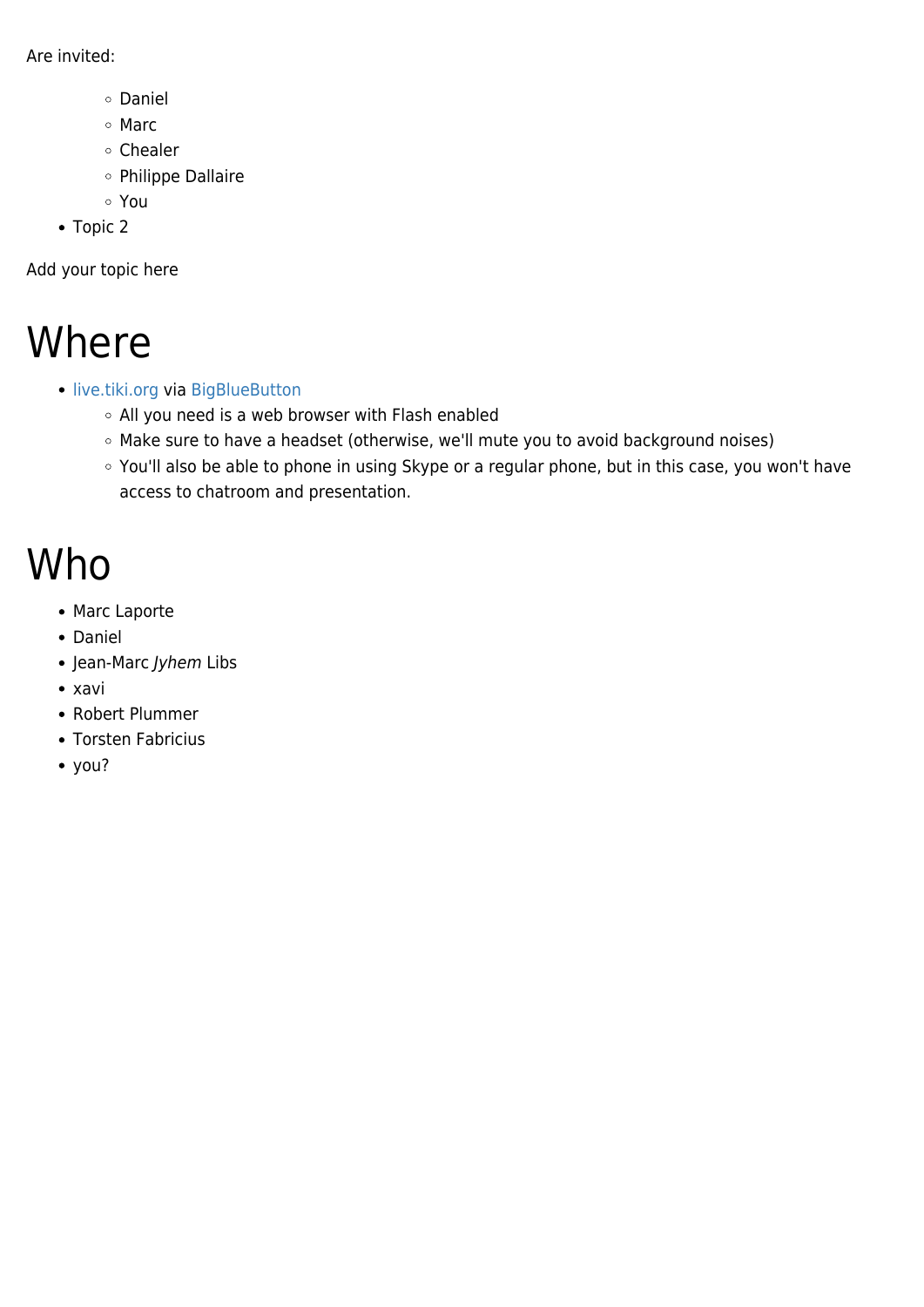Are invited:

    - Daniel
    - Marc
    - Chealer
    - Philippe Dallaire
    - You
- Topic 2

Add your topic here

# Where

- live.tiki.org via BigBlueButton
    - All you need is a web browser with Flash enabled
    - Make sure to have a headset (otherwise, we'll mute you to avoid background noises)
    - You'll also be able to phone in using Skype or a regular phone, but in this case, you won't have access to chatroom and presentation.

# Who

- Marc Laporte
- Daniel
- Jean-Marc *Jyhem* Libs
- xavi
- Robert Plummer
- Torsten Fabricius
- you?